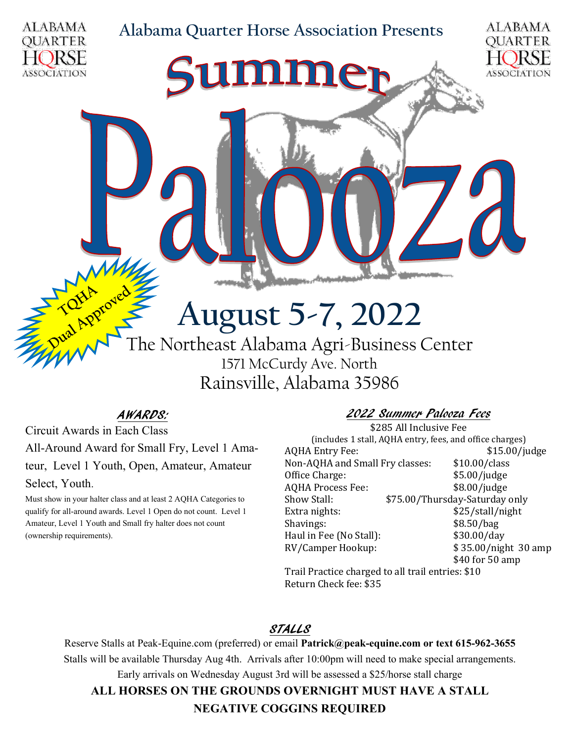ALABAMA QUARTER HORSE ASSOCIATION

Alabama Quarter Horse Association Presents

# Summer Palooza

TQHA Dual Approved

## August 5-7, 2022

The Northeast Alabama Agri-Business Center
1571 McCurdy Ave. North
Rainsville, Alabama 35986

### AWARDS:

Circuit Awards in Each Class

All-Around Award for Small Fry, Level 1 Amateur, Level 1 Youth, Open, Amateur, Amateur Select, Youth.

Must show in your halter class and at least 2 AQHA Categories to qualify for all-around awards. Level 1 Open do not count. Level 1 Amateur, Level 1 Youth and Small fry halter does not count (ownership requirements).

### 2022 Summer Palooza Fees

$285 All Inclusive Fee
(includes 1 stall, AQHA entry, fees, and office charges)

| | |
|---|---|
| AQHA Entry Fee: | $15.00/judge |
| Non-AQHA and Small Fry classes: | $10.00/class |
| Office Charge: | $5.00/judge |
| AQHA Process Fee: | $8.00/judge |
| Show Stall: | $75.00/Thursday-Saturday only |
| Extra nights: | $25/stall/night |
| Shavings: | $8.50/bag |
| Haul in Fee (No Stall): | $30.00/day |
| RV/Camper Hookup: | $ 35.00/night 30 amp<br>$40 for 50 amp |

Trail Practice charged to all trail entries: $10
Return Check fee: $35

### STALLS

Reserve Stalls at Peak-Equine.com (preferred) or email **Patrick@peak-equine.com or text 615-962-3655**

Stalls will be available Thursday Aug 4th. Arrivals after 10:00pm will need to make special arrangements.

Early arrivals on Wednesday August 3rd will be assessed a $25/horse stall charge

**ALL HORSES ON THE GROUNDS OVERNIGHT MUST HAVE A STALL**

**NEGATIVE COGGINS REQUIRED**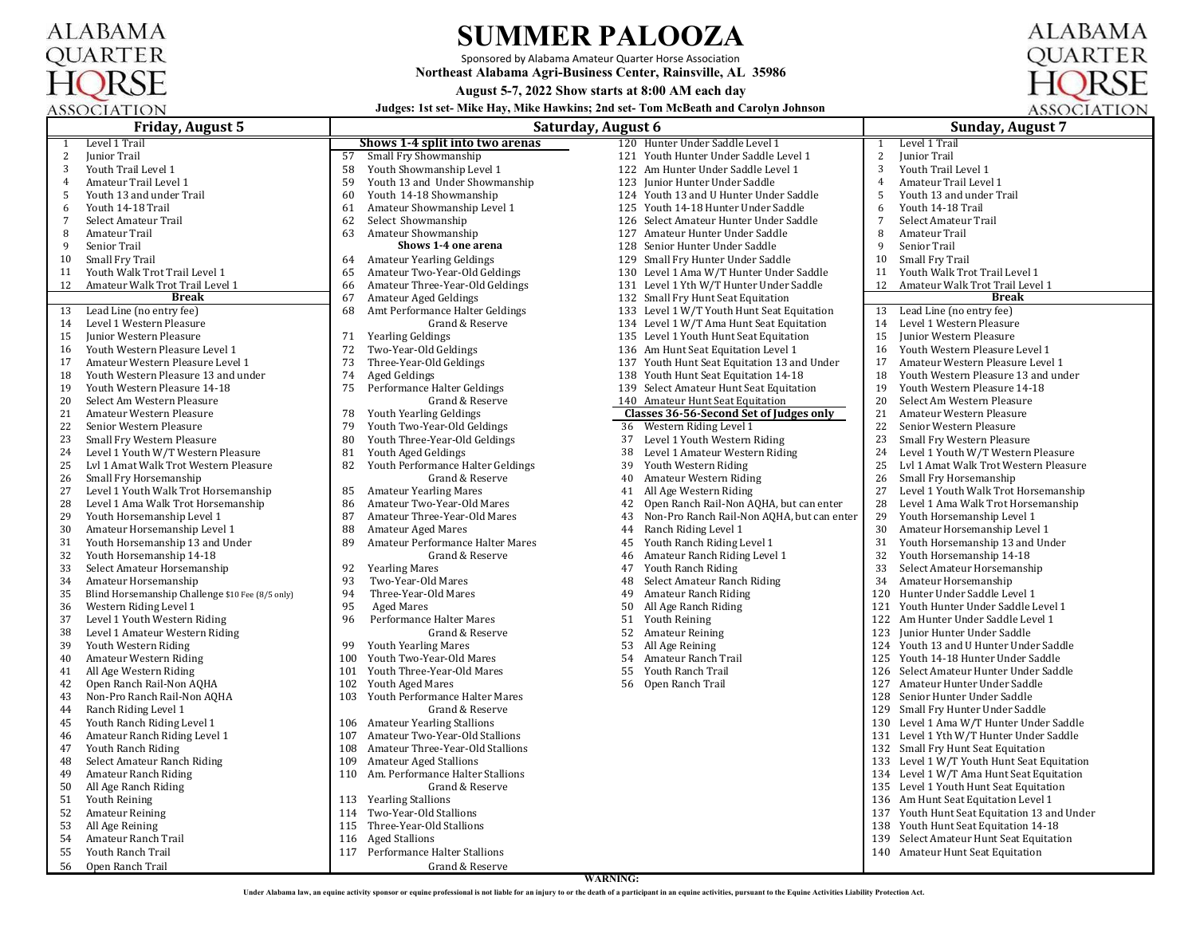# SUMMER PALOOZA

Sponsored by Alabama Amateur Quarter Horse Association

**Northeast Alabama Agri-Business Center, Rainsville, AL 35986**

**August 5-7, 2022 Show starts at 8:00 AM each day**

**Judges: 1st set- Mike Hay, Mike Hawkins; 2nd set- Tom McBeath and Carolyn Johnson**

## Friday, August 5

1 Level 1 Trail
2 Junior Trail
3 Youth Trail Level 1
4 Amateur Trail Level 1
5 Youth 13 and under Trail
6 Youth 14-18 Trail
7 Select Amateur Trail
8 Amateur Trail
9 Senior Trail
10 Small Fry Trail
11 Youth Walk Trot Trail Level 1
12 Amateur Walk Trot Trail Level 1

**Break**

13 Lead Line (no entry fee)
14 Level 1 Western Pleasure
15 Junior Western Pleasure
16 Youth Western Pleasure Level 1
17 Amateur Western Pleasure Level 1
18 Youth Western Pleasure 13 and under
19 Youth Western Pleasure 14-18
20 Select Am Western Pleasure
21 Amateur Western Pleasure
22 Senior Western Pleasure
23 Small Fry Western Pleasure
24 Level 1 Youth W/T Western Pleasure
25 Lvl 1 Amat Walk Trot Western Pleasure
26 Small Fry Horsemanship
27 Level 1 Youth Walk Trot Horsemanship
28 Level 1 Ama Walk Trot Horsemanship
29 Youth Horsemanship Level 1
30 Amateur Horsemanship Level 1
31 Youth Horsemanship 13 and Under
32 Youth Horsemanship 14-18
33 Select Amateur Horsemanship
34 Amateur Horsemanship
35 Blind Horsemanship Challenge $10 Fee (8/5 only)
36 Western Riding Level 1
37 Level 1 Youth Western Riding
38 Level 1 Amateur Western Riding
39 Youth Western Riding
40 Amateur Western Riding
41 All Age Western Riding
42 Open Ranch Rail-Non AQHA
43 Non-Pro Ranch Rail-Non AQHA
44 Ranch Riding Level 1
45 Youth Ranch Riding Level 1
46 Amateur Ranch Riding Level 1
47 Youth Ranch Riding
48 Select Amateur Ranch Riding
49 Amateur Ranch Riding
50 All Age Ranch Riding
51 Youth Reining
52 Amateur Reining
53 All Age Reining
54 Amateur Ranch Trail
55 Youth Ranch Trail
56 Open Ranch Trail

## Saturday, August 6

**Shows 1-4 split into two arenas**

57 Small Fry Showmanship
58 Youth Showmanship Level 1
59 Youth 13 and Under Showmanship
60 Youth 14-18 Showmanship
61 Amateur Showmanship Level 1
62 Select Showmanship
63 Amateur Showmanship

**Shows 1-4 one arena**

64 Amateur Yearling Geldings
65 Amateur Two-Year-Old Geldings
66 Amateur Three-Year-Old Geldings
67 Amateur Aged Geldings
68 Amt Performance Halter Geldings
Grand & Reserve
71 Yearling Geldings
72 Two-Year-Old Geldings
73 Three-Year-Old Geldings
74 Aged Geldings
75 Performance Halter Geldings
Grand & Reserve
78 Youth Yearling Geldings
79 Youth Two-Year-Old Geldings
80 Youth Three-Year-Old Geldings
81 Youth Aged Geldings
82 Youth Performance Halter Geldings
Grand & Reserve
85 Amateur Yearling Mares
86 Amateur Two-Year-Old Mares
87 Amateur Three-Year-Old Mares
88 Amateur Aged Mares
89 Amateur Performance Halter Mares
Grand & Reserve
92 Yearling Mares
93 Two-Year-Old Mares
94 Three-Year-Old Mares
95 Aged Mares
96 Performance Halter Mares
Grand & Reserve
99 Youth Yearling Mares
100 Youth Two-Year-Old Mares
101 Youth Three-Year-Old Mares
102 Youth Aged Mares
103 Youth Performance Halter Mares
Grand & Reserve
106 Amateur Yearling Stallions
107 Amateur Two-Year-Old Stallions
108 Amateur Three-Year-Old Stallions
109 Amateur Aged Stallions
110 Am. Performance Halter Stallions
Grand & Reserve
113 Yearling Stallions
114 Two-Year-Old Stallions
115 Three-Year-Old Stallions
116 Aged Stallions
117 Performance Halter Stallions
Grand & Reserve

120 Hunter Under Saddle Level 1
121 Youth Hunter Under Saddle Level 1
122 Am Hunter Under Saddle Level 1
123 Junior Hunter Under Saddle
124 Youth 13 and U Hunter Under Saddle
125 Youth 14-18 Hunter Under Saddle
126 Select Amateur Hunter Under Saddle
127 Amateur Hunter Under Saddle
128 Senior Hunter Under Saddle
129 Small Fry Hunter Under Saddle
130 Level 1 Ama W/T Hunter Under Saddle
131 Level 1 Yth W/T Hunter Under Saddle
132 Small Fry Hunt Seat Equitation
133 Level 1 W/T Youth Hunt Seat Equitation
134 Level 1 W/T Ama Hunt Seat Equitation
135 Level 1 Youth Hunt Seat Equitation
136 Am Hunt Seat Equitation Level 1
137 Youth Hunt Seat Equitation 13 and Under
138 Youth Hunt Seat Equitation 14-18
139 Select Amateur Hunt Seat Equitation
140 Amateur Hunt Seat Equitation

**Classes 36-56-Second Set of Judges only**

36 Western Riding Level 1
37 Level 1 Youth Western Riding
38 Level 1 Amateur Western Riding
39 Youth Western Riding
40 Amateur Western Riding
41 All Age Western Riding
42 Open Ranch Rail-Non AQHA, but can enter
43 Non-Pro Ranch Rail-Non AQHA, but can enter
44 Ranch Riding Level 1
45 Youth Ranch Riding Level 1
46 Amateur Ranch Riding Level 1
47 Youth Ranch Riding
48 Select Amateur Ranch Riding
49 Amateur Ranch Riding
50 All Age Ranch Riding
51 Youth Reining
52 Amateur Reining
53 All Age Reining
54 Amateur Ranch Trail
55 Youth Ranch Trail
56 Open Ranch Trail

## Sunday, August 7

1 Level 1 Trail
2 Junior Trail
3 Youth Trail Level 1
4 Amateur Trail Level 1
5 Youth 13 and under Trail
6 Youth 14-18 Trail
7 Select Amateur Trail
8 Amateur Trail
9 Senior Trail
10 Small Fry Trail
11 Youth Walk Trot Trail Level 1
12 Amateur Walk Trot Trail Level 1

**Break**

13 Lead Line (no entry fee)
14 Level 1 Western Pleasure
15 Junior Western Pleasure
16 Youth Western Pleasure Level 1
17 Amateur Western Pleasure Level 1
18 Youth Western Pleasure 13 and under
19 Youth Western Pleasure 14-18
20 Select Am Western Pleasure
21 Amateur Western Pleasure
22 Senior Western Pleasure
23 Small Fry Western Pleasure
24 Level 1 Youth W/T Western Pleasure
25 Lvl 1 Amat Walk Trot Western Pleasure
26 Small Fry Horsemanship
27 Level 1 Youth Walk Trot Horsemanship
28 Level 1 Ama Walk Trot Horsemanship
29 Youth Horsemanship Level 1
30 Amateur Horsemanship Level 1
31 Youth Horsemanship 13 and Under
32 Youth Horsemanship 14-18
33 Select Amateur Horsemanship
34 Amateur Horsemanship
120 Hunter Under Saddle Level 1
121 Youth Hunter Under Saddle Level 1
122 Am Hunter Under Saddle Level 1
123 Junior Hunter Under Saddle
124 Youth 13 and U Hunter Under Saddle
125 Youth 14-18 Hunter Under Saddle
126 Select Amateur Hunter Under Saddle
127 Amateur Hunter Under Saddle
128 Senior Hunter Under Saddle
129 Small Fry Hunter Under Saddle
130 Level 1 Ama W/T Hunter Under Saddle
131 Level 1 Yth W/T Hunter Under Saddle
132 Small Fry Hunt Seat Equitation
133 Level 1 W/T Youth Hunt Seat Equitation
134 Level 1 W/T Ama Hunt Seat Equitation
135 Level 1 Youth Hunt Seat Equitation
136 Am Hunt Seat Equitation Level 1
137 Youth Hunt Seat Equitation 13 and Under
138 Youth Hunt Seat Equitation 14-18
139 Select Amateur Hunt Seat Equitation
140 Amateur Hunt Seat Equitation

**WARNING:**

**Under Alabama law, an equine activity sponsor or equine professional is not liable for an injury to or the death of a participant in an equine activities, pursuant to the Equine Activities Liability Protection Act.**